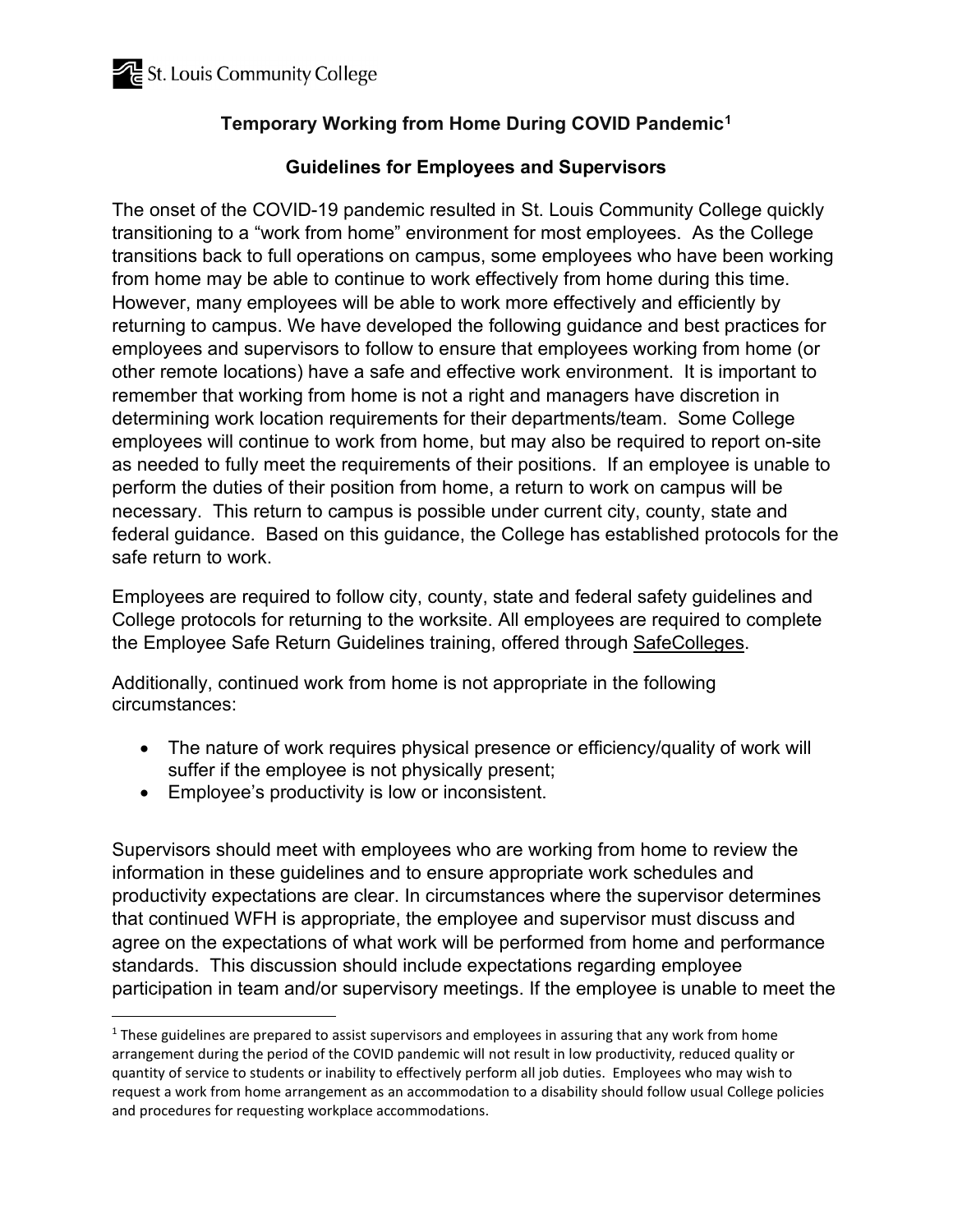St. Louis Community College

# Temporary Working from Home During COVID Pandemic[1]

## Guidelines for Employees and Supervisors

The onset of the COVID-19 pandemic resulted in St. Louis Community College quickly transitioning to a "work from home" environment for most employees. As the College transitions back to full operations on campus, some employees who have been working from home may be able to continue to work effectively from home during this time. However, many employees will be able to work more effectively and efficiently by returning to campus. We have developed the following guidance and best practices for employees and supervisors to follow to ensure that employees working from home (or other remote locations) have a safe and effective work environment. It is important to remember that working from home is not a right and managers have discretion in determining work location requirements for their departments/team. Some College employees will continue to work from home, but may also be required to report on-site as needed to fully meet the requirements of their positions. If an employee is unable to perform the duties of their position from home, a return to work on campus will be necessary. This return to campus is possible under current city, county, state and federal guidance. Based on this guidance, the College has established protocols for the safe return to work.

Employees are required to follow city, county, state and federal safety guidelines and College protocols for returning to the worksite. All employees are required to complete the Employee Safe Return Guidelines training, offered through SafeColleges.

Additionally, continued work from home is not appropriate in the following circumstances:

- The nature of work requires physical presence or efficiency/quality of work will suffer if the employee is not physically present;
- Employee's productivity is low or inconsistent.

Supervisors should meet with employees who are working from home to review the information in these guidelines and to ensure appropriate work schedules and productivity expectations are clear. In circumstances where the supervisor determines that continued WFH is appropriate, the employee and supervisor must discuss and agree on the expectations of what work will be performed from home and performance standards. This discussion should include expectations regarding employee participation in team and/or supervisory meetings. If the employee is unable to meet the

[1] These guidelines are prepared to assist supervisors and employees in assuring that any work from home arrangement during the period of the COVID pandemic will not result in low productivity, reduced quality or quantity of service to students or inability to effectively perform all job duties. Employees who may wish to request a work from home arrangement as an accommodation to a disability should follow usual College policies and procedures for requesting workplace accommodations.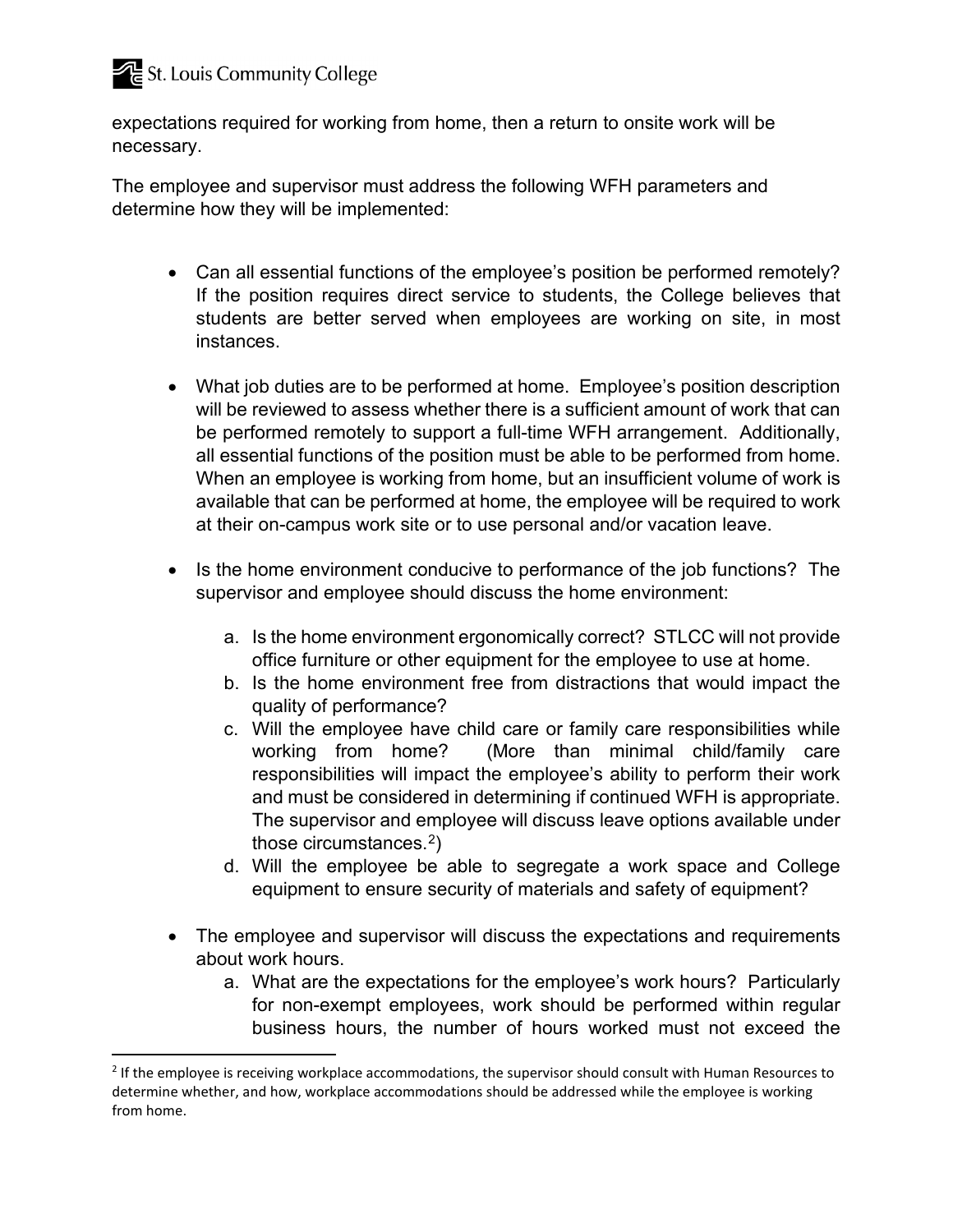expectations required for working from home, then a return to onsite work will be necessary.

The employee and supervisor must address the following WFH parameters and determine how they will be implemented:

- Can all essential functions of the employee's position be performed remotely? If the position requires direct service to students, the College believes that students are better served when employees are working on site, in most instances.

- What job duties are to be performed at home. Employee's position description will be reviewed to assess whether there is a sufficient amount of work that can be performed remotely to support a full-time WFH arrangement. Additionally, all essential functions of the position must be able to be performed from home. When an employee is working from home, but an insufficient volume of work is available that can be performed at home, the employee will be required to work at their on-campus work site or to use personal and/or vacation leave.

- Is the home environment conducive to performance of the job functions? The supervisor and employee should discuss the home environment:
    a. Is the home environment ergonomically correct? STLCC will not provide office furniture or other equipment for the employee to use at home.
    b. Is the home environment free from distractions that would impact the quality of performance?
    c. Will the employee have child care or family care responsibilities while working from home? (More than minimal child/family care responsibilities will impact the employee's ability to perform their work and must be considered in determining if continued WFH is appropriate. The supervisor and employee will discuss leave options available under those circumstances.[2])
    d. Will the employee be able to segregate a work space and College equipment to ensure security of materials and safety of equipment?

- The employee and supervisor will discuss the expectations and requirements about work hours.
    a. What are the expectations for the employee's work hours? Particularly for non-exempt employees, work should be performed within regular business hours, the number of hours worked must not exceed the

[2] If the employee is receiving workplace accommodations, the supervisor should consult with Human Resources to determine whether, and how, workplace accommodations should be addressed while the employee is working from home.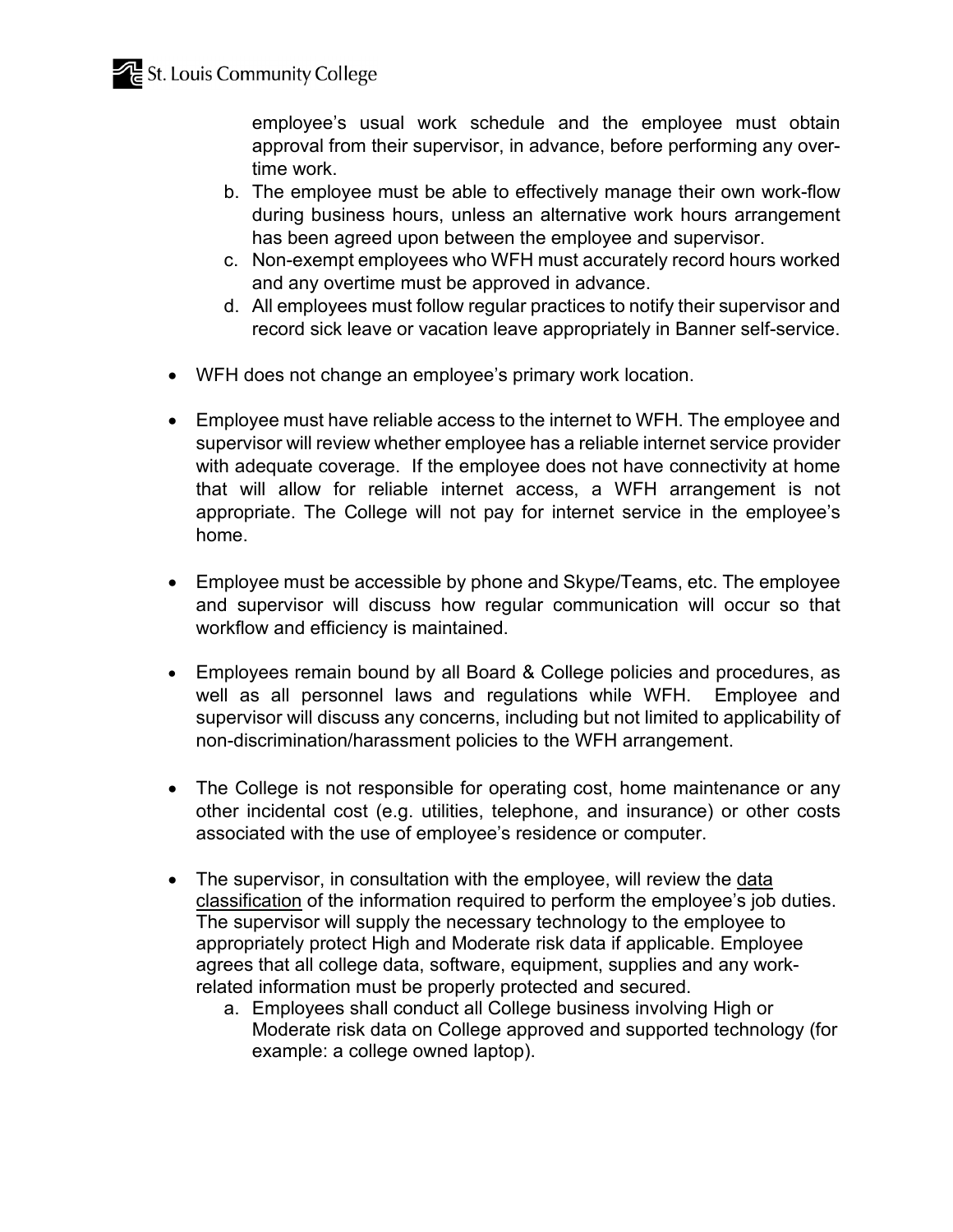employee's usual work schedule and the employee must obtain approval from their supervisor, in advance, before performing any over-time work.

   b. The employee must be able to effectively manage their own work-flow during business hours, unless an alternative work hours arrangement has been agreed upon between the employee and supervisor.
   c. Non-exempt employees who WFH must accurately record hours worked and any overtime must be approved in advance.
   d. All employees must follow regular practices to notify their supervisor and record sick leave or vacation leave appropriately in Banner self-service.

- WFH does not change an employee's primary work location.

- Employee must have reliable access to the internet to WFH. The employee and supervisor will review whether employee has a reliable internet service provider with adequate coverage. If the employee does not have connectivity at home that will allow for reliable internet access, a WFH arrangement is not appropriate. The College will not pay for internet service in the employee's home.

- Employee must be accessible by phone and Skype/Teams, etc. The employee and supervisor will discuss how regular communication will occur so that workflow and efficiency is maintained.

- Employees remain bound by all Board & College policies and procedures, as well as all personnel laws and regulations while WFH. Employee and supervisor will discuss any concerns, including but not limited to applicability of non-discrimination/harassment policies to the WFH arrangement.

- The College is not responsible for operating cost, home maintenance or any other incidental cost (e.g. utilities, telephone, and insurance) or other costs associated with the use of employee's residence or computer.

- The supervisor, in consultation with the employee, will review the data classification of the information required to perform the employee's job duties. The supervisor will supply the necessary technology to the employee to appropriately protect High and Moderate risk data if applicable. Employee agrees that all college data, software, equipment, supplies and any work-related information must be properly protected and secured.
   a. Employees shall conduct all College business involving High or Moderate risk data on College approved and supported technology (for example: a college owned laptop).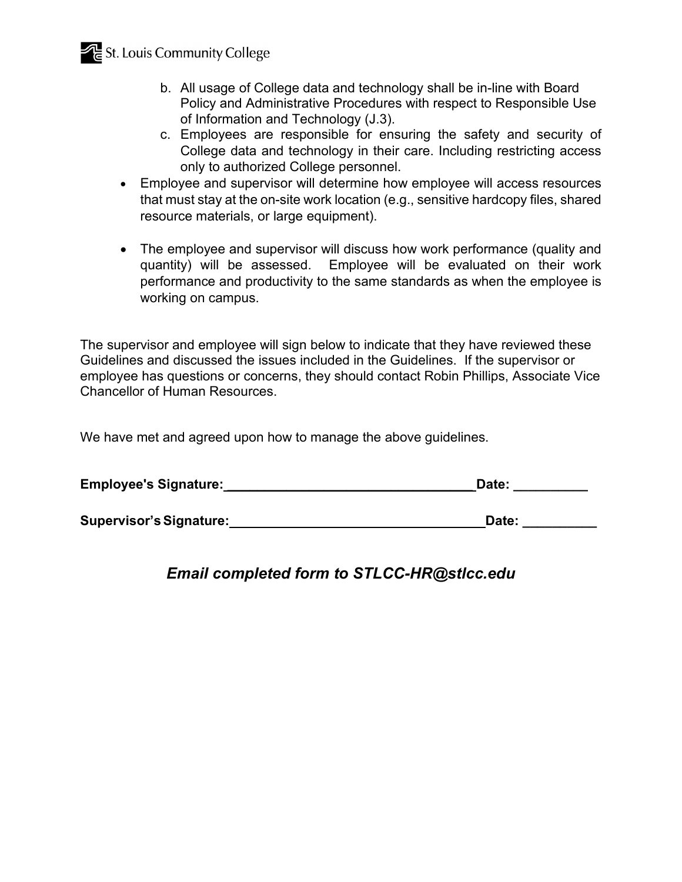b. All usage of College data and technology shall be in-line with Board Policy and Administrative Procedures with respect to Responsible Use of Information and Technology (J.3).
c. Employees are responsible for ensuring the safety and security of College data and technology in their care. Including restricting access only to authorized College personnel.

- Employee and supervisor will determine how employee will access resources that must stay at the on-site work location (e.g., sensitive hardcopy files, shared resource materials, or large equipment).

- The employee and supervisor will discuss how work performance (quality and quantity) will be assessed. Employee will be evaluated on their work performance and productivity to the same standards as when the employee is working on campus.

The supervisor and employee will sign below to indicate that they have reviewed these Guidelines and discussed the issues included in the Guidelines. If the supervisor or employee has questions or concerns, they should contact Robin Phillips, Associate Vice Chancellor of Human Resources.

We have met and agreed upon how to manage the above guidelines.

**Employee's Signature:**\_\_\_\_\_\_\_\_\_\_\_\_\_\_\_\_\_\_\_\_\_\_\_\_\_\_\_\_\_\_\_\_\_\_**Date:** \_\_\_\_\_\_\_\_\_\_

**Supervisor's Signature:**\_\_\_\_\_\_\_\_\_\_\_\_\_\_\_\_\_\_\_\_\_\_\_\_\_\_\_\_\_\_\_\_\_\_**Date:** \_\_\_\_\_\_\_\_\_\_

***Email completed form to STLCC-HR@stlcc.edu***